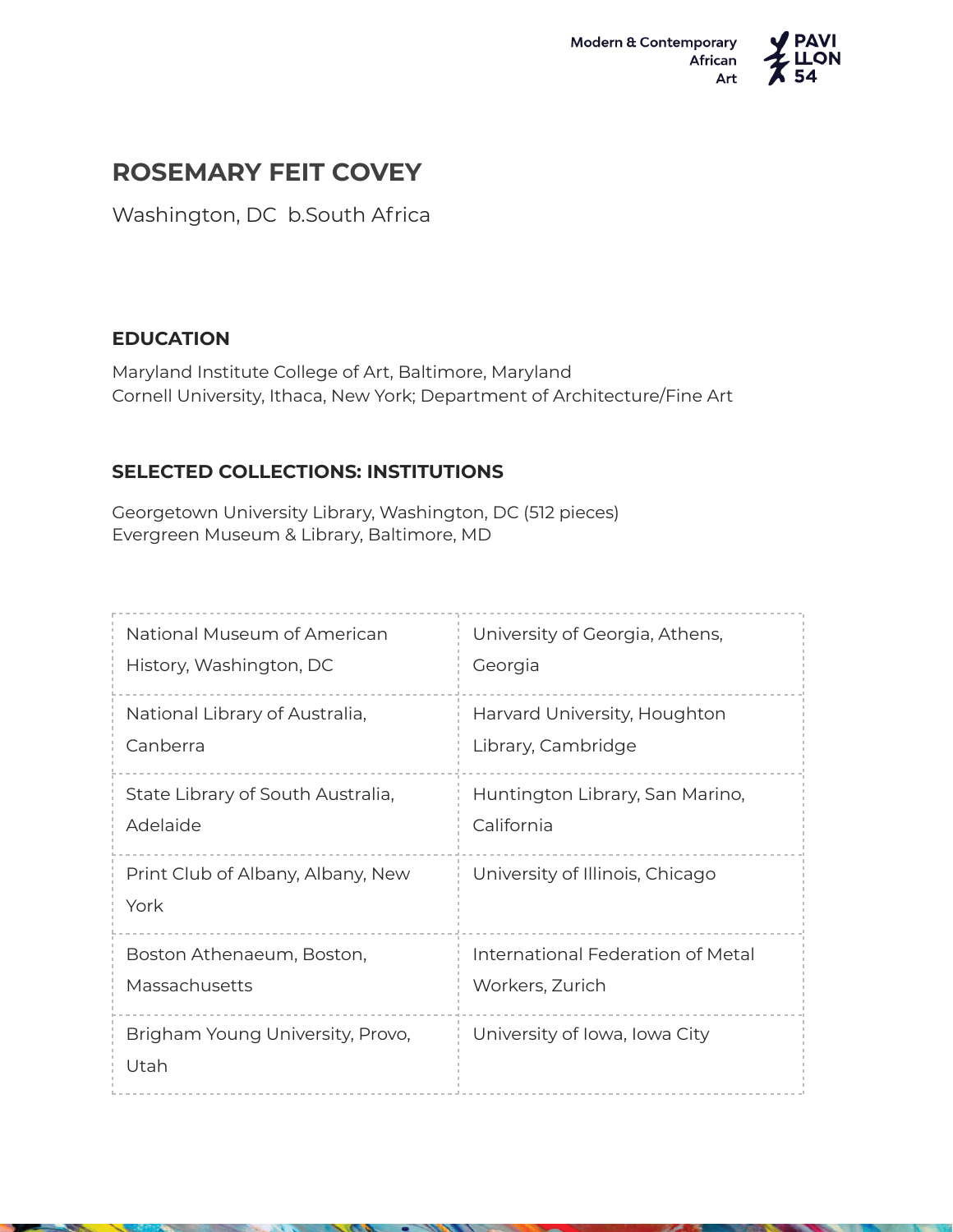# ROSEMARY FEIT COVEY

Washington, DC  b.South Africa

## EDUCATION

Maryland Institute College of Art, Baltimore, Maryland
Cornell University, Ithaca, New York; Department of Architecture/Fine Art

## SELECTED COLLECTIONS: INSTITUTIONS

Georgetown University Library, Washington, DC (512 pieces)
Evergreen Museum & Library, Baltimore, MD

| | |
|---|---|
| National Museum of American History, Washington, DC | University of Georgia, Athens, Georgia |
| National Library of Australia, Canberra | Harvard University, Houghton Library, Cambridge |
| State Library of South Australia, Adelaide | Huntington Library, San Marino, California |
| Print Club of Albany, Albany, New York | University of Illinois, Chicago |
| Boston Athenaeum, Boston, Massachusetts | International Federation of Metal Workers, Zurich |
| Brigham Young University, Provo, Utah | University of Iowa, Iowa City |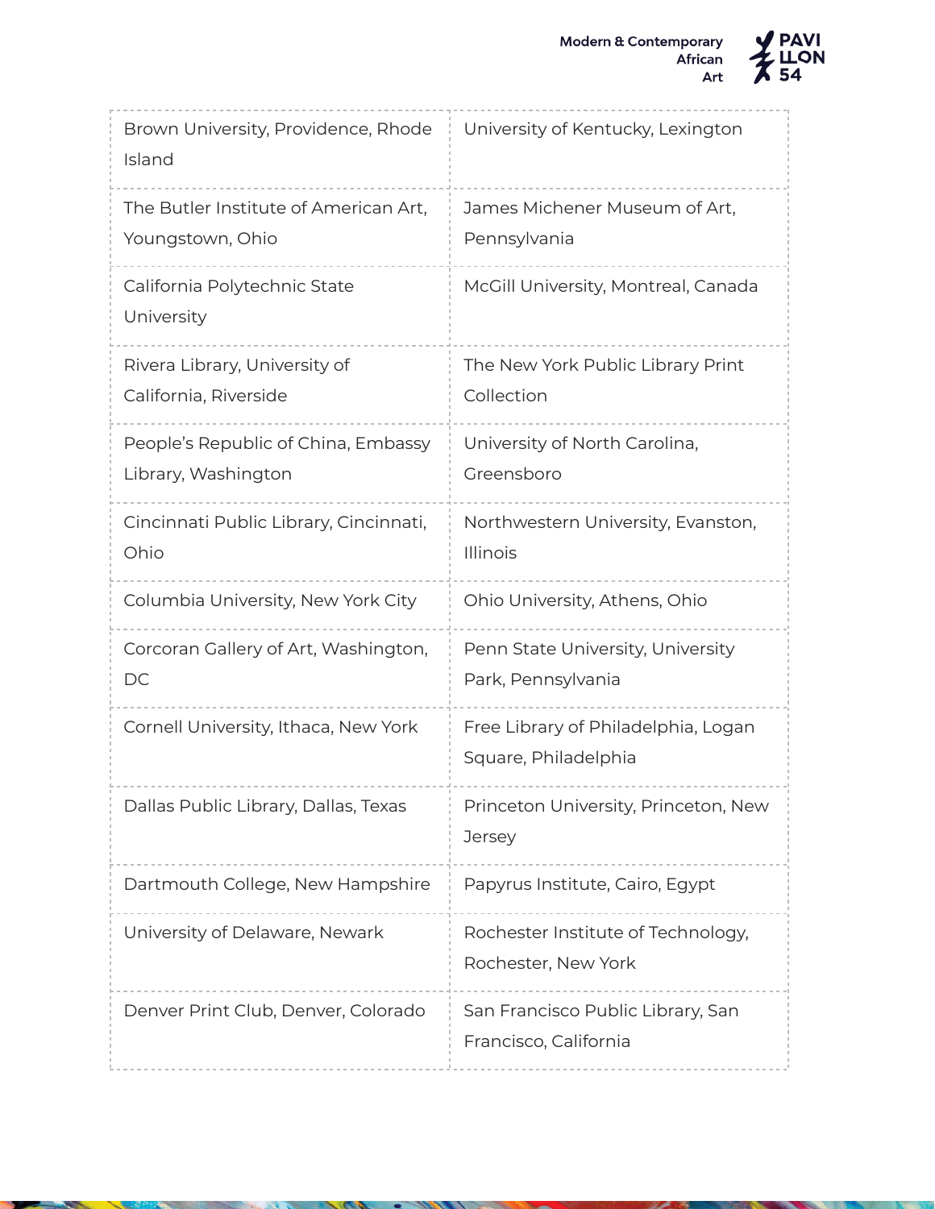| | |
|---|---|
| Brown University, Providence, Rhode Island | University of Kentucky, Lexington |
| The Butler Institute of American Art, Youngstown, Ohio | James Michener Museum of Art, Pennsylvania |
| California Polytechnic State University | McGill University, Montreal, Canada |
| Rivera Library, University of California, Riverside | The New York Public Library Print Collection |
| People's Republic of China, Embassy Library, Washington | University of North Carolina, Greensboro |
| Cincinnati Public Library, Cincinnati, Ohio | Northwestern University, Evanston, Illinois |
| Columbia University, New York City | Ohio University, Athens, Ohio |
| Corcoran Gallery of Art, Washington, DC | Penn State University, University Park, Pennsylvania |
| Cornell University, Ithaca, New York | Free Library of Philadelphia, Logan Square, Philadelphia |
| Dallas Public Library, Dallas, Texas | Princeton University, Princeton, New Jersey |
| Dartmouth College, New Hampshire | Papyrus Institute, Cairo, Egypt |
| University of Delaware, Newark | Rochester Institute of Technology, Rochester, New York |
| Denver Print Club, Denver, Colorado | San Francisco Public Library, San Francisco, California |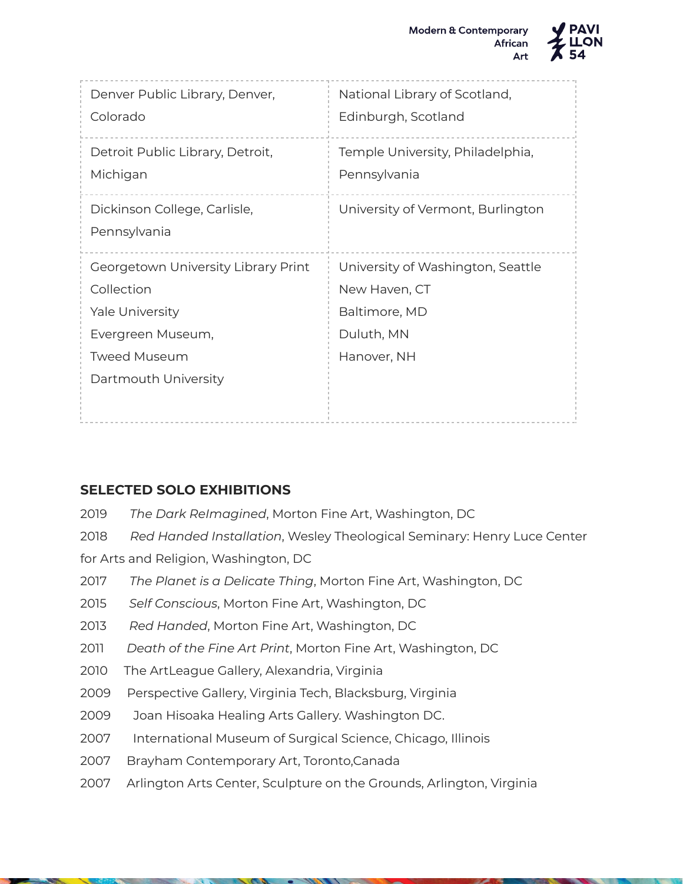| | |
|---|---|
| Denver Public Library, Denver, Colorado | National Library of Scotland, Edinburgh, Scotland |
| Detroit Public Library, Detroit, Michigan | Temple University, Philadelphia, Pennsylvania |
| Dickinson College, Carlisle, Pennsylvania | University of Vermont, Burlington |
| Georgetown University Library Print Collection<br>Yale University<br>Evergreen Museum,<br>Tweed Museum<br>Dartmouth University | University of Washington, Seattle<br>New Haven, CT<br>Baltimore, MD<br>Duluth, MN<br>Hanover, NH |

**SELECTED SOLO EXHIBITIONS**

2019 *The Dark ReImagined*, Morton Fine Art, Washington, DC

2018 *Red Handed Installation*, Wesley Theological Seminary: Henry Luce Center for Arts and Religion, Washington, DC

2017 *The Planet is a Delicate Thing*, Morton Fine Art, Washington, DC

2015 *Self Conscious*, Morton Fine Art, Washington, DC

2013 *Red Handed*, Morton Fine Art, Washington, DC

2011 *Death of the Fine Art Print*, Morton Fine Art, Washington, DC

2010 The ArtLeague Gallery, Alexandria, Virginia

2009 Perspective Gallery, Virginia Tech, Blacksburg, Virginia

2009 Joan Hisoaka Healing Arts Gallery. Washington DC.

2007 International Museum of Surgical Science, Chicago, Illinois

2007 Brayham Contemporary Art, Toronto,Canada

2007 Arlington Arts Center, Sculpture on the Grounds, Arlington, Virginia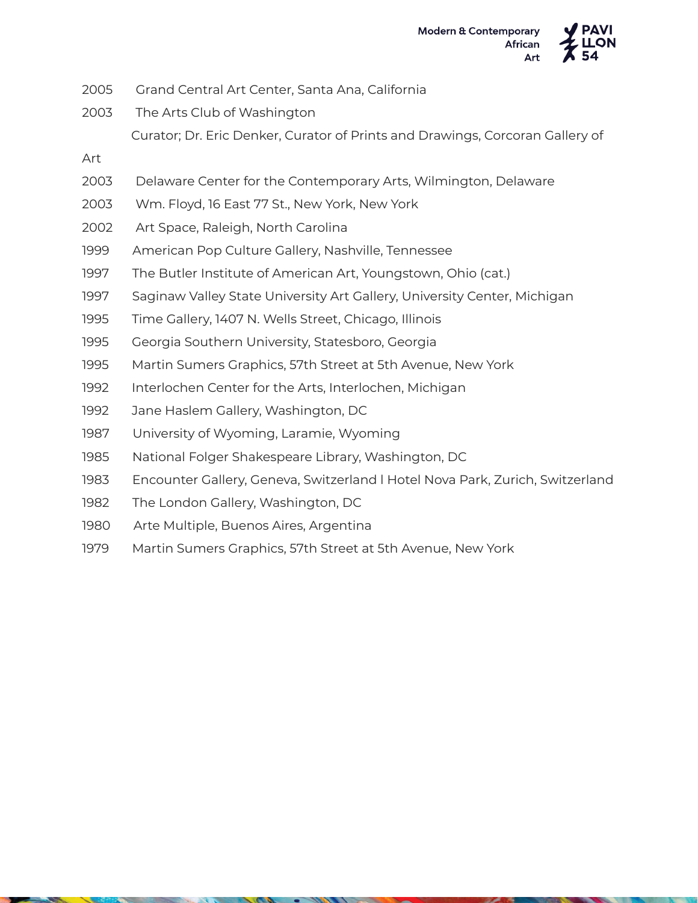2005 Grand Central Art Center, Santa Ana, California

2003 The Arts Club of Washington
Curator; Dr. Eric Denker, Curator of Prints and Drawings, Corcoran Gallery of Art

2003 Delaware Center for the Contemporary Arts, Wilmington, Delaware

2003 Wm. Floyd, 16 East 77 St., New York, New York

2002 Art Space, Raleigh, North Carolina

1999 American Pop Culture Gallery, Nashville, Tennessee

1997 The Butler Institute of American Art, Youngstown, Ohio (cat.)

1997 Saginaw Valley State University Art Gallery, University Center, Michigan

1995 Time Gallery, 1407 N. Wells Street, Chicago, Illinois

1995 Georgia Southern University, Statesboro, Georgia

1995 Martin Sumers Graphics, 57th Street at 5th Avenue, New York

1992 Interlochen Center for the Arts, Interlochen, Michigan

1992 Jane Haslem Gallery, Washington, DC

1987 University of Wyoming, Laramie, Wyoming

1985 National Folger Shakespeare Library, Washington, DC

1983 Encounter Gallery, Geneva, Switzerland l Hotel Nova Park, Zurich, Switzerland

1982 The London Gallery, Washington, DC

1980 Arte Multiple, Buenos Aires, Argentina

1979 Martin Sumers Graphics, 57th Street at 5th Avenue, New York